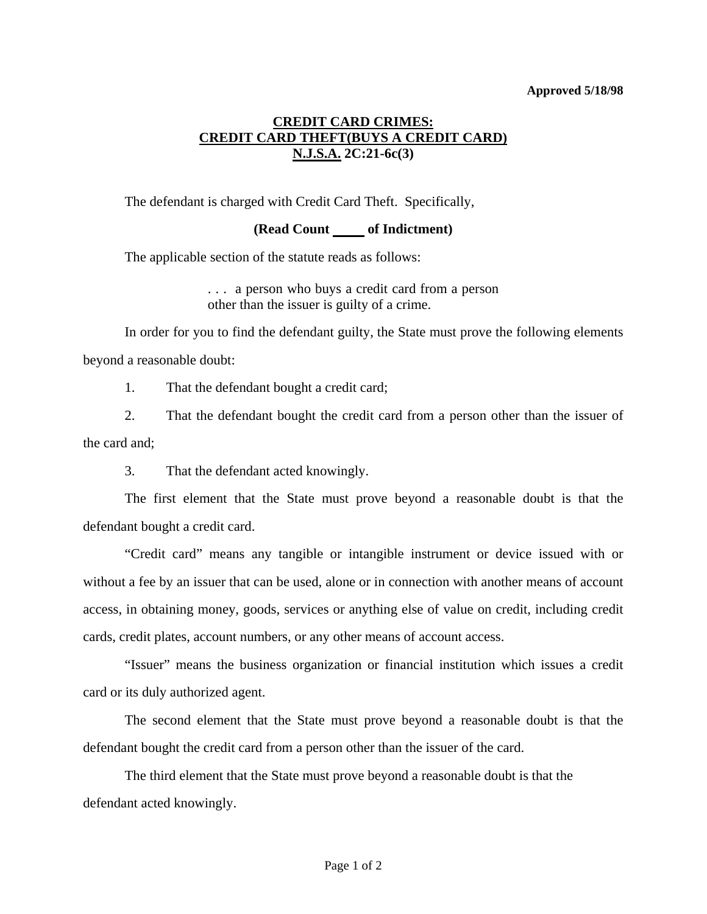**Approved 5/18/98**

# CREDIT CARD CRIMES: CREDIT CARD THEFT(BUYS A CREDIT CARD) N.J.S.A. 2C:21-6c(3)

The defendant is charged with Credit Card Theft. Specifically,

**(Read Count \_\_\_\_ of Indictment)**

The applicable section of the statute reads as follows:

> . . . a person who buys a credit card from a person other than the issuer is guilty of a crime.

In order for you to find the defendant guilty, the State must prove the following elements beyond a reasonable doubt:

1. That the defendant bought a credit card;
2. That the defendant bought the credit card from a person other than the issuer of the card and;
3. That the defendant acted knowingly.

The first element that the State must prove beyond a reasonable doubt is that the defendant bought a credit card.

"Credit card" means any tangible or intangible instrument or device issued with or without a fee by an issuer that can be used, alone or in connection with another means of account access, in obtaining money, goods, services or anything else of value on credit, including credit cards, credit plates, account numbers, or any other means of account access.

"Issuer" means the business organization or financial institution which issues a credit card or its duly authorized agent.

The second element that the State must prove beyond a reasonable doubt is that the defendant bought the credit card from a person other than the issuer of the card.

The third element that the State must prove beyond a reasonable doubt is that the defendant acted knowingly.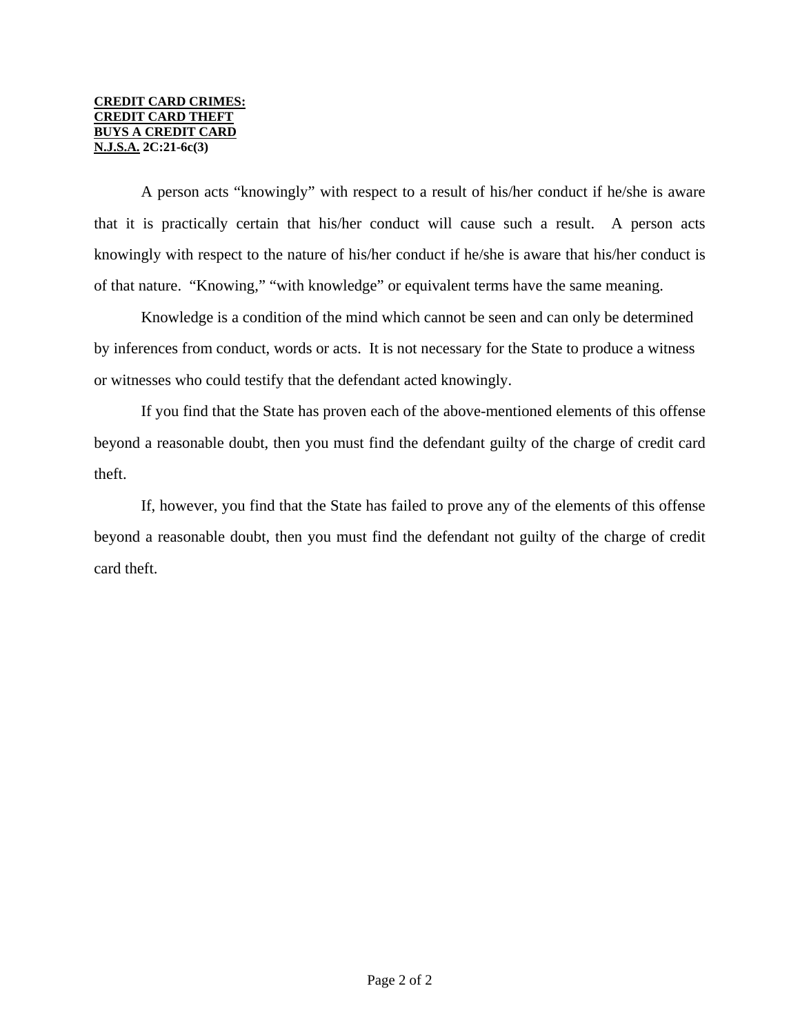A person acts "knowingly" with respect to a result of his/her conduct if he/she is aware that it is practically certain that his/her conduct will cause such a result. A person acts knowingly with respect to the nature of his/her conduct if he/she is aware that his/her conduct is of that nature. "Knowing," "with knowledge" or equivalent terms have the same meaning.

Knowledge is a condition of the mind which cannot be seen and can only be determined by inferences from conduct, words or acts. It is not necessary for the State to produce a witness or witnesses who could testify that the defendant acted knowingly.

If you find that the State has proven each of the above-mentioned elements of this offense beyond a reasonable doubt, then you must find the defendant guilty of the charge of credit card theft.

If, however, you find that the State has failed to prove any of the elements of this offense beyond a reasonable doubt, then you must find the defendant not guilty of the charge of credit card theft.